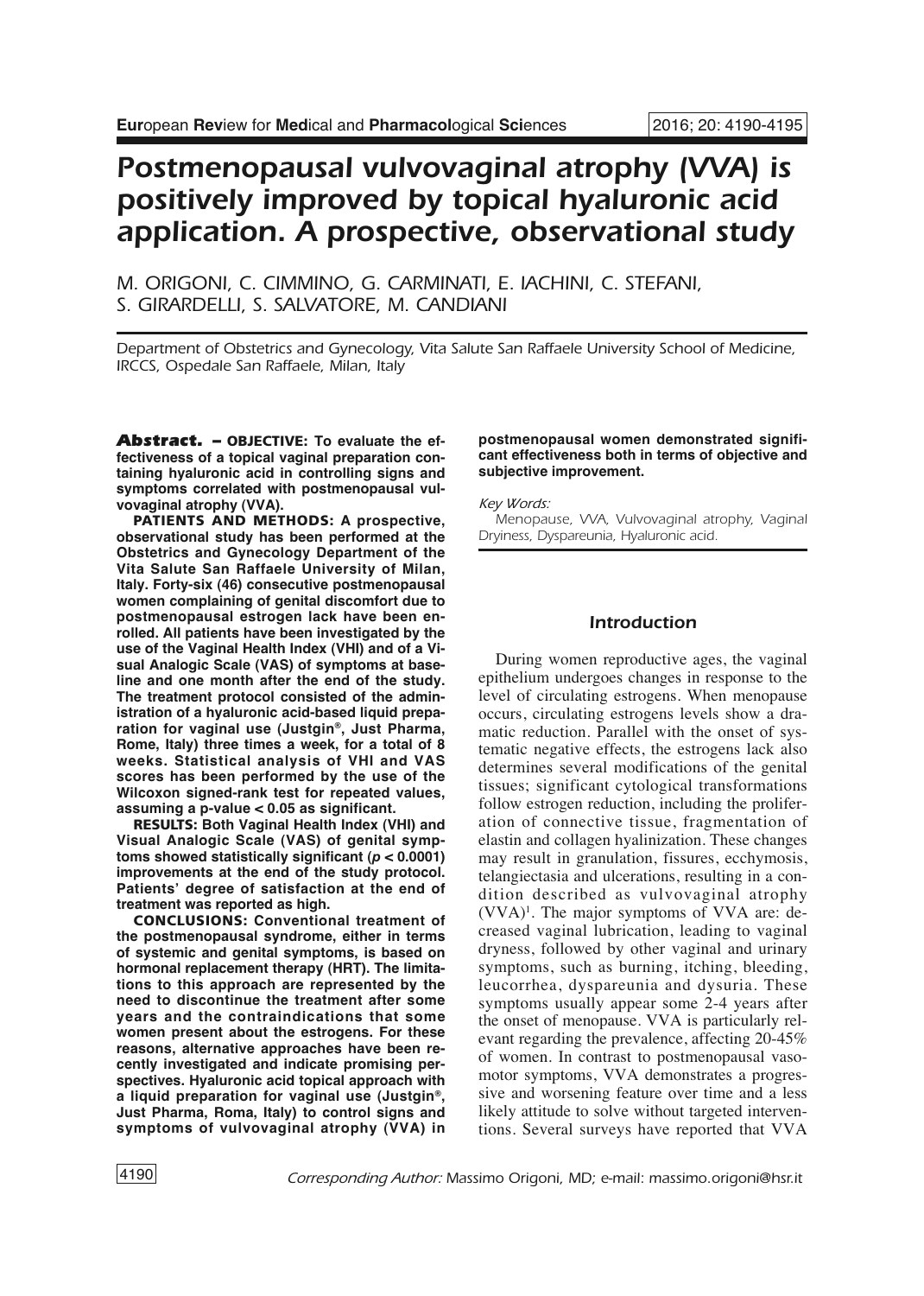# Postmenopausal vulvovaginal atrophy (VVA) is positively improved by topical hyaluronic acid application. A prospective, observational study

M. ORIGONI, C. CIMMINO, G. CARMINATI, E. IACHINI, C. STEFANI, S. GIRARDELLI, S. SALVATORE, M. CANDIANI

*Department of Obstetrics and Gynecology, Vita Salute San Raffaele University School of Medicine, IRCCS, Ospedale San Raffaele, Milan, Italy*

**Abstract. – OBJECTIVE: To evaluate the effectiveness of a topical vaginal preparation containing hyaluronic acid in controlling signs and symptoms correlated with postmenopausal vulvovaginal atrophy (VVA).**

**PATIENTS AND METHODS: A prospective, observational study has been performed at the Obstetrics and Gynecology Department of the Vita Salute San Raffaele University of Milan, Italy. Forty-six (46) consecutive postmenopausal women complaining of genital discomfort due to postmenopausal estrogen lack have been enrolled. All patients have been investigated by the use of the Vaginal Health Index (VHI) and of a Visual Analogic Scale (VAS) of symptoms at baseline and one month after the end of the study. The treatment protocol consisted of the administration of a hyaluronic acid-based liquid preparation for vaginal use (Justgin®, Just Pharma, Rome, Italy) three times a week, for a total of 8 weeks. Statistical analysis of VHI and VAS scores has been performed by the use of the Wilcoxon signed-rank test for repeated values, assuming a p-value < 0.05 as significant.**

**RESULTS: Both Vaginal Health Index (VHI) and Visual Analogic Scale (VAS) of genital symptoms showed statistically significant ($p < 0.0001$) improvements at the end of the study protocol. Patients' degree of satisfaction at the end of treatment was reported as high.**

**CONCLUSIONS: Conventional treatment of the postmenopausal syndrome, either in terms of systemic and genital symptoms, is based on hormonal replacement therapy (HRT). The limitations to this approach are represented by the need to discontinue the treatment after some years and the contraindications that some women present about the estrogens. For these reasons, alternative approaches have been recently investigated and indicate promising perspectives. Hyaluronic acid topical approach with a liquid preparation for vaginal use (Justgin®, Just Pharma, Roma, Italy) to control signs and symptoms of vulvovaginal atrophy (VVA) in postmenopausal women demonstrated significant effectiveness both in terms of objective and subjective improvement.**

*Key Words:*

Menopause, VVA, Vulvovaginal atrophy, Vaginal Dryiness, Dyspareunia, Hyaluronic acid.

## Introduction

During women reproductive ages, the vaginal epithelium undergoes changes in response to the level of circulating estrogens. When menopause occurs, circulating estrogens levels show a dramatic reduction. Parallel with the onset of systematic negative effects, the estrogens lack also determines several modifications of the genital tissues; significant cytological transformations follow estrogen reduction, including the proliferation of connective tissue, fragmentation of elastin and collagen hyalinization. These changes may result in granulation, fissures, ecchymosis, telangiectasia and ulcerations, resulting in a condition described as vulvovaginal atrophy (VVA)[1]. The major symptoms of VVA are: decreased vaginal lubrication, leading to vaginal dryness, followed by other vaginal and urinary symptoms, such as burning, itching, bleeding, leucorrhea, dyspareunia and dysuria. These symptoms usually appear some 2-4 years after the onset of menopause. VVA is particularly relevant regarding the prevalence, affecting 20-45% of women. In contrast to postmenopausal vasomotor symptoms, VVA demonstrates a progressive and worsening feature over time and a less likely attitude to solve without targeted interventions. Several surveys have reported that VVA

*Corresponding Author:* Massimo Origoni, MD; e-mail: massimo.origoni@hsr.it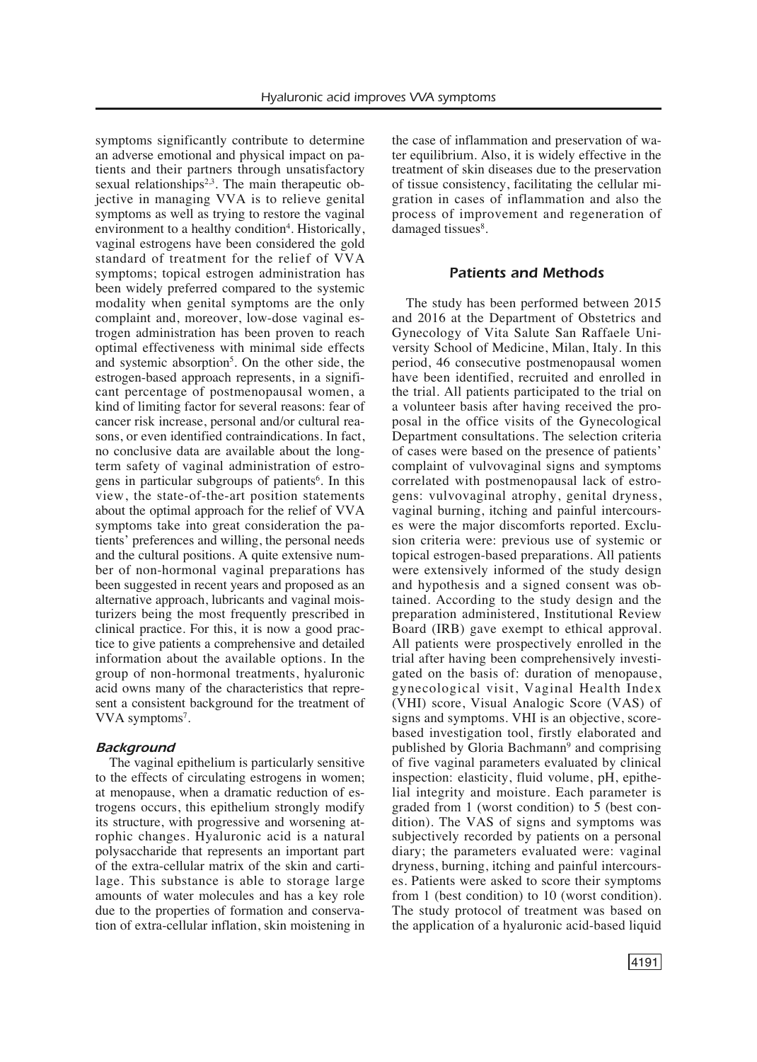symptoms significantly contribute to determine an adverse emotional and physical impact on patients and their partners through unsatisfactory sexual relationships[2,3]. The main therapeutic objective in managing VVA is to relieve genital symptoms as well as trying to restore the vaginal environment to a healthy condition[4]. Historically, vaginal estrogens have been considered the gold standard of treatment for the relief of VVA symptoms; topical estrogen administration has been widely preferred compared to the systemic modality when genital symptoms are the only complaint and, moreover, low-dose vaginal estrogen administration has been proven to reach optimal effectiveness with minimal side effects and systemic absorption[5]. On the other side, the estrogen-based approach represents, in a significant percentage of postmenopausal women, a kind of limiting factor for several reasons: fear of cancer risk increase, personal and/or cultural reasons, or even identified contraindications. In fact, no conclusive data are available about the long-term safety of vaginal administration of estrogens in particular subgroups of patients[6]. In this view, the state-of-the-art position statements about the optimal approach for the relief of VVA symptoms take into great consideration the patients' preferences and willing, the personal needs and the cultural positions. A quite extensive number of non-hormonal vaginal preparations has been suggested in recent years and proposed as an alternative approach, lubricants and vaginal moisturizers being the most frequently prescribed in clinical practice. For this, it is now a good practice to give patients a comprehensive and detailed information about the available options. In the group of non-hormonal treatments, hyaluronic acid owns many of the characteristics that represent a consistent background for the treatment of VVA symptoms[7].

### *Background*

The vaginal epithelium is particularly sensitive to the effects of circulating estrogens in women; at menopause, when a dramatic reduction of estrogens occurs, this epithelium strongly modify its structure, with progressive and worsening atrophic changes. Hyaluronic acid is a natural polysaccharide that represents an important part of the extra-cellular matrix of the skin and cartilage. This substance is able to storage large amounts of water molecules and has a key role due to the properties of formation and conservation of extra-cellular inflation, skin moistening in the case of inflammation and preservation of water equilibrium. Also, it is widely effective in the treatment of skin diseases due to the preservation of tissue consistency, facilitating the cellular migration in cases of inflammation and also the process of improvement and regeneration of damaged tissues[8].

## *Patients and Methods*

The study has been performed between 2015 and 2016 at the Department of Obstetrics and Gynecology of Vita Salute San Raffaele University School of Medicine, Milan, Italy. In this period, 46 consecutive postmenopausal women have been identified, recruited and enrolled in the trial. All patients participated to the trial on a volunteer basis after having received the proposal in the office visits of the Gynecological Department consultations. The selection criteria of cases were based on the presence of patients' complaint of vulvovaginal signs and symptoms correlated with postmenopausal lack of estrogens: vulvovaginal atrophy, genital dryness, vaginal burning, itching and painful intercourses were the major discomforts reported. Exclusion criteria were: previous use of systemic or topical estrogen-based preparations. All patients were extensively informed of the study design and hypothesis and a signed consent was obtained. According to the study design and the preparation administered, Institutional Review Board (IRB) gave exempt to ethical approval. All patients were prospectively enrolled in the trial after having been comprehensively investigated on the basis of: duration of menopause, gynecological visit, Vaginal Health Index (VHI) score, Visual Analogic Score (VAS) of signs and symptoms. VHI is an objective, score-based investigation tool, firstly elaborated and published by Gloria Bachmann[9] and comprising of five vaginal parameters evaluated by clinical inspection: elasticity, fluid volume, pH, epithelial integrity and moisture. Each parameter is graded from 1 (worst condition) to 5 (best condition). The VAS of signs and symptoms was subjectively recorded by patients on a personal diary; the parameters evaluated were: vaginal dryness, burning, itching and painful intercourses. Patients were asked to score their symptoms from 1 (best condition) to 10 (worst condition). The study protocol of treatment was based on the application of a hyaluronic acid-based liquid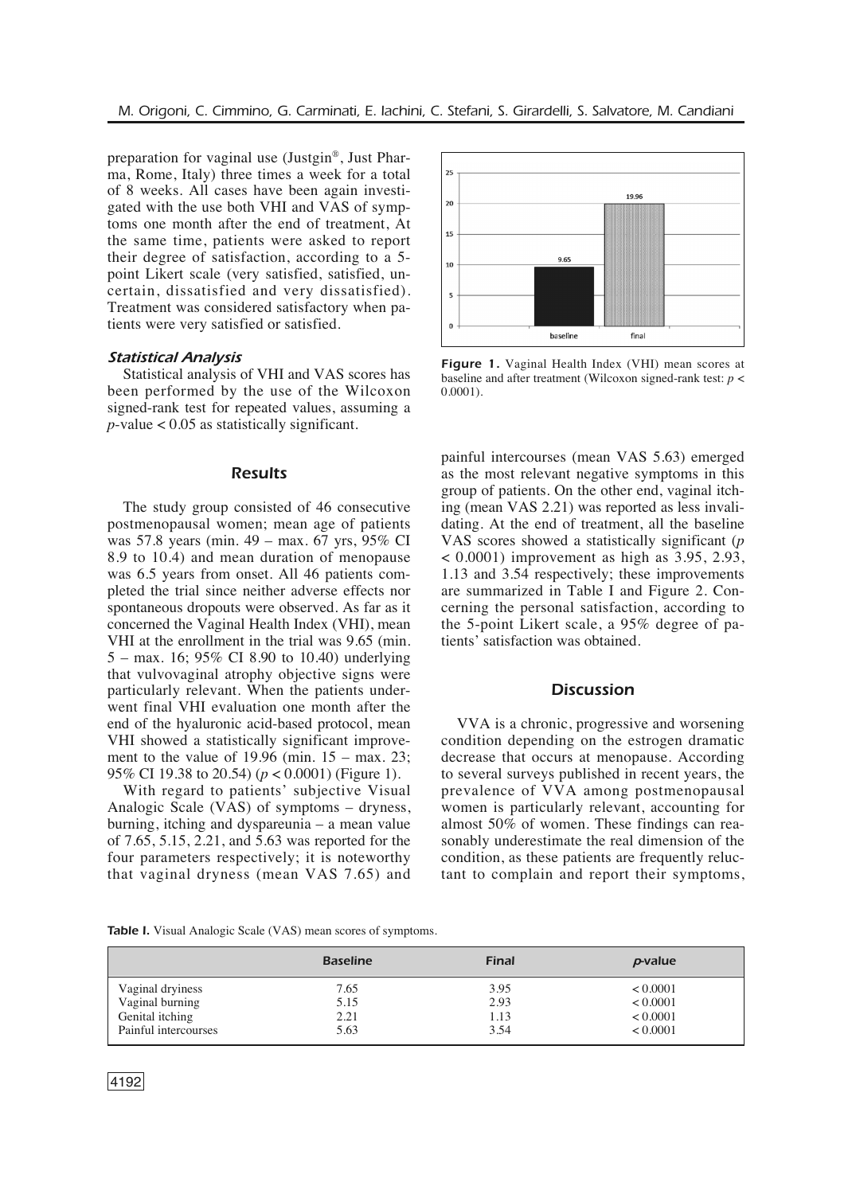preparation for vaginal use (Justgin®, Just Pharma, Rome, Italy) three times a week for a total of 8 weeks. All cases have been again investigated with the use both VHI and VAS of symptoms one month after the end of treatment, At the same time, patients were asked to report their degree of satisfaction, according to a 5-point Likert scale (very satisfied, satisfied, uncertain, dissatisfied and very dissatisfied). Treatment was considered satisfactory when patients were very satisfied or satisfied.

### *Statistical Analysis*

Statistical analysis of VHI and VAS scores has been performed by the use of the Wilcoxon signed-rank test for repeated values, assuming a $p$-value $< 0.05$ as statistically significant.

## Results

The study group consisted of 46 consecutive postmenopausal women; mean age of patients was 57.8 years (min. 49 – max. 67 yrs, 95% CI 8.9 to 10.4) and mean duration of menopause was 6.5 years from onset. All 46 patients completed the trial since neither adverse effects nor spontaneous dropouts were observed. As far as it concerned the Vaginal Health Index (VHI), mean VHI at the enrollment in the trial was 9.65 (min. 5 – max. 16; 95% CI 8.90 to 10.40) underlying that vulvovaginal atrophy objective signs were particularly relevant. When the patients underwent final VHI evaluation one month after the end of the hyaluronic acid-based protocol, mean VHI showed a statistically significant improvement to the value of 19.96 (min. 15 – max. 23; 95% CI 19.38 to 20.54) ($p < 0.0001$) (Figure 1).

**Figure 1.** Vaginal Health Index (VHI) mean scores at baseline and after treatment (Wilcoxon signed-rank test: $p < 0.0001$).

With regard to patients' subjective Visual Analogic Scale (VAS) of symptoms – dryness, burning, itching and dyspareunia – a mean value of 7.65, 5.15, 2.21, and 5.63 was reported for the four parameters respectively; it is noteworthy that vaginal dryness (mean VAS 7.65) and painful intercourses (mean VAS 5.63) emerged as the most relevant negative symptoms in this group of patients. On the other end, vaginal itching (mean VAS 2.21) was reported as less invalidating. At the end of treatment, all the baseline VAS scores showed a statistically significant ($p < 0.0001$) improvement as high as 3.95, 2.93, 1.13 and 3.54 respectively; these improvements are summarized in Table I and Figure 2. Concerning the personal satisfaction, according to the 5-point Likert scale, a 95% degree of patients' satisfaction was obtained.

## Discussion

VVA is a chronic, progressive and worsening condition depending on the estrogen dramatic decrease that occurs at menopause. According to several surveys published in recent years, the prevalence of VVA among postmenopausal women is particularly relevant, accounting for almost 50% of women. These findings can reasonably underestimate the real dimension of the condition, as these patients are frequently reluctant to complain and report their symptoms,

**Table I.** Visual Analogic Scale (VAS) mean scores of symptoms.

| | Baseline | Final | *p*-value |
|---|---|---|---|
| Vaginal dryiness | 7.65 | 3.95 | < 0.0001 |
| Vaginal burning | 5.15 | 2.93 | < 0.0001 |
| Genital itching | 2.21 | 1.13 | < 0.0001 |
| Painful intercourses | 5.63 | 3.54 | < 0.0001 |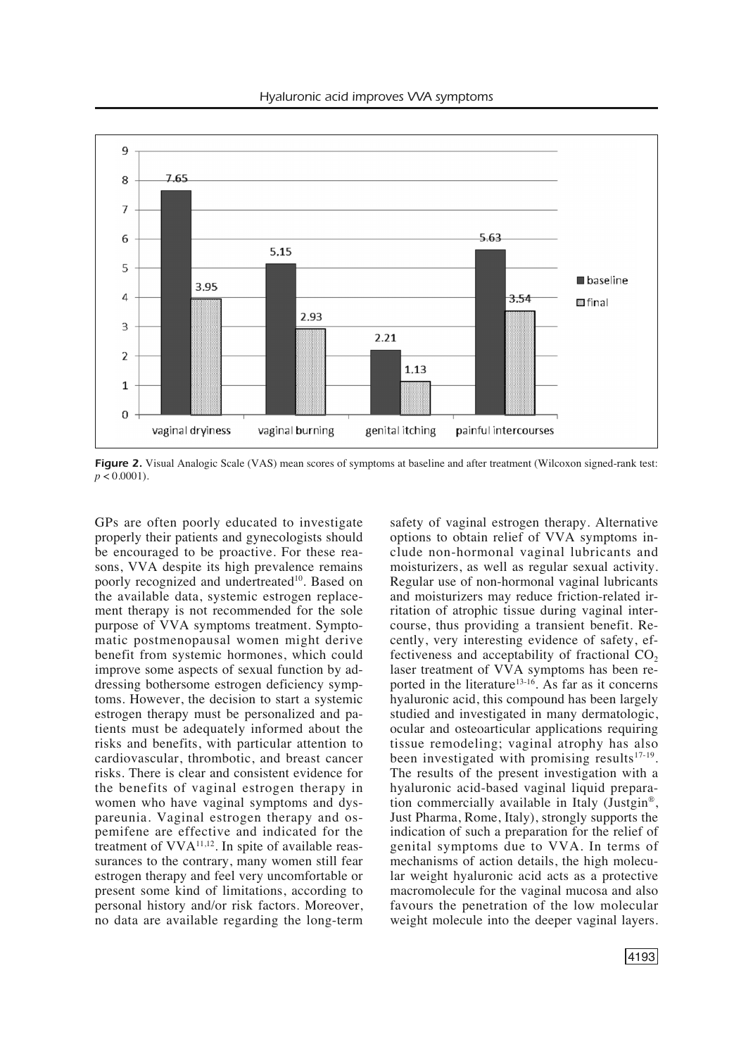**Figure 2.** Visual Analogic Scale (VAS) mean scores of symptoms at baseline and after treatment (Wilcoxon signed-rank test: $p < 0.0001$).

GPs are often poorly educated to investigate properly their patients and gynecologists should be encouraged to be proactive. For these reasons, VVA despite its high prevalence remains poorly recognized and undertreated[10]. Based on the available data, systemic estrogen replacement therapy is not recommended for the sole purpose of VVA symptoms treatment. Symptomatic postmenopausal women might derive benefit from systemic hormones, which could improve some aspects of sexual function by addressing bothersome estrogen deficiency symptoms. However, the decision to start a systemic estrogen therapy must be personalized and patients must be adequately informed about the risks and benefits, with particular attention to cardiovascular, thrombotic, and breast cancer risks. There is clear and consistent evidence for the benefits of vaginal estrogen therapy in women who have vaginal symptoms and dyspareunia. Vaginal estrogen therapy and ospemifene are effective and indicated for the treatment of VVA[11,12]. In spite of available reassurances to the contrary, many women still fear estrogen therapy and feel very uncomfortable or present some kind of limitations, according to personal history and/or risk factors. Moreover, no data are available regarding the long-term safety of vaginal estrogen therapy. Alternative options to obtain relief of VVA symptoms include non-hormonal vaginal lubricants and moisturizers, as well as regular sexual activity. Regular use of non-hormonal vaginal lubricants and moisturizers may reduce friction-related irritation of atrophic tissue during vaginal intercourse, thus providing a transient benefit. Recently, very interesting evidence of safety, effectiveness and acceptability of fractional $CO_2$ laser treatment of VVA symptoms has been reported in the literature[13-16]. As far as it concerns hyaluronic acid, this compound has been largely studied and investigated in many dermatologic, ocular and osteoarticular applications requiring tissue remodeling; vaginal atrophy has also been investigated with promising results[17-19]. The results of the present investigation with a hyaluronic acid-based vaginal liquid preparation commercially available in Italy (Justgin®, Just Pharma, Rome, Italy), strongly supports the indication of such a preparation for the relief of genital symptoms due to VVA. In terms of mechanisms of action details, the high molecular weight hyaluronic acid acts as a protective macromolecule for the vaginal mucosa and also favours the penetration of the low molecular weight molecule into the deeper vaginal layers.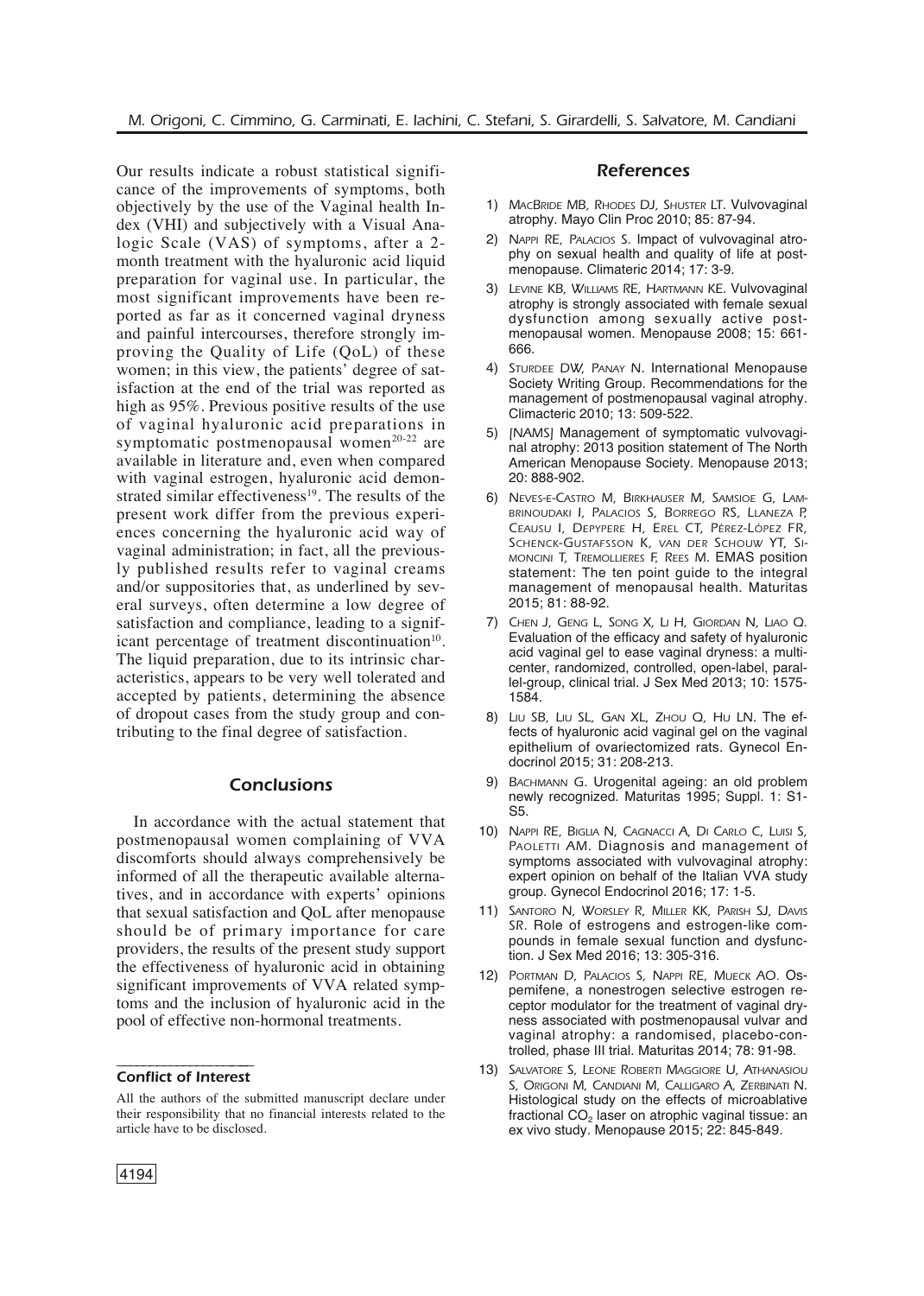Our results indicate a robust statistical significance of the improvements of symptoms, both objectively by the use of the Vaginal health Index (VHI) and subjectively with a Visual Analogic Scale (VAS) of symptoms, after a 2-month treatment with the hyaluronic acid liquid preparation for vaginal use. In particular, the most significant improvements have been reported as far as it concerned vaginal dryness and painful intercourses, therefore strongly improving the Quality of Life (QoL) of these women; in this view, the patients' degree of satisfaction at the end of the trial was reported as high as 95%. Previous positive results of the use of vaginal hyaluronic acid preparations in symptomatic postmenopausal women[20-22] are available in literature and, even when compared with vaginal estrogen, hyaluronic acid demonstrated similar effectiveness[19]. The results of the present work differ from the previous experiences concerning the hyaluronic acid way of vaginal administration; in fact, all the previously published results refer to vaginal creams and/or suppositories that, as underlined by several surveys, often determine a low degree of satisfaction and compliance, leading to a significant percentage of treatment discontinuation[10]. The liquid preparation, due to its intrinsic characteristics, appears to be very well tolerated and accepted by patients, determining the absence of dropout cases from the study group and contributing to the final degree of satisfaction.

## Conclusions

In accordance with the actual statement that postmenopausal women complaining of VVA discomforts should always comprehensively be informed of all the therapeutic available alternatives, and in accordance with experts' opinions that sexual satisfaction and QoL after menopause should be of primary importance for care providers, the results of the present study support the effectiveness of hyaluronic acid in obtaining significant improvements of VVA related symptoms and the inclusion of hyaluronic acid in the pool of effective non-hormonal treatments.

### Conflict of Interest

All the authors of the submitted manuscript declare under their responsibility that no financial interests related to the article have to be disclosed.

## References

1) MacBride MB, Rhodes DJ, Shuster LT. Vulvovaginal atrophy. Mayo Clin Proc 2010; 85: 87-94.
2) Nappi RE, Palacios S. Impact of vulvovaginal atrophy on sexual health and quality of life at postmenopause. Climacteric 2014; 17: 3-9.
3) Levine KB, Williams RE, Hartmann KE. Vulvovaginal atrophy is strongly associated with female sexual dysfunction among sexually active postmenopausal women. Menopause 2008; 15: 661-666.
4) Sturdee DW, Panay N. International Menopause Society Writing Group. Recommendations for the management of postmenopausal vaginal atrophy. Climacteric 2010; 13: 509-522.
5) [NAMS] Management of symptomatic vulvovaginal atrophy: 2013 position statement of The North American Menopause Society. Menopause 2013; 20: 888-902.
6) Neves-e-Castro M, Birkhauser M, Samsioe G, Lambrinoudaki I, Palacios S, Borrego RS, Llaneza P, Ceausu I, Depypere H, Erel CT, Pérez-López FR, Schenck-Gustafsson K, van der Schouw YT, Simoncini T, Tremollieres F, Rees M. EMAS position statement: The ten point guide to the integral management of menopausal health. Maturitas 2015; 81: 88-92.
7) Chen J, Geng L, Song X, Li H, Giordan N, Liao Q. Evaluation of the efficacy and safety of hyaluronic acid vaginal gel to ease vaginal dryness: a multicenter, randomized, controlled, open-label, parallel-group, clinical trial. J Sex Med 2013; 10: 1575-1584.
8) Liu SB, Liu SL, Gan XL, Zhou Q, Hu LN. The effects of hyaluronic acid vaginal gel on the vaginal epithelium of ovariectomized rats. Gynecol Endocrinol 2015; 31: 208-213.
9) Bachmann G. Urogenital ageing: an old problem newly recognized. Maturitas 1995; Suppl. 1: S1-S5.
10) Nappi RE, Biglia N, Cagnacci A, Di Carlo C, Luisi S, Paoletti AM. Diagnosis and management of symptoms associated with vulvovaginal atrophy: expert opinion on behalf of the Italian VVA study group. Gynecol Endocrinol 2016; 17: 1-5.
11) Santoro N, Worsley R, Miller KK, Parish SJ, Davis SR. Role of estrogens and estrogen-like compounds in female sexual function and dysfunction. J Sex Med 2016; 13: 305-316.
12) Portman D, Palacios S, Nappi RE, Mueck AO. Ospemifene, a nonestrogen selective estrogen receptor modulator for the treatment of vaginal dryness associated with postmenopausal vulvar and vaginal atrophy: a randomised, placebo-controlled, phase III trial. Maturitas 2014; 78: 91-98.
13) Salvatore S, Leone Roberti Maggiore U, Athanasiou S, Origoni M, Candiani M, Calligaro A, Zerbinati N. Histological study on the effects of microablative fractional $CO_2$ laser on atrophic vaginal tissue: an ex vivo study. Menopause 2015; 22: 845-849.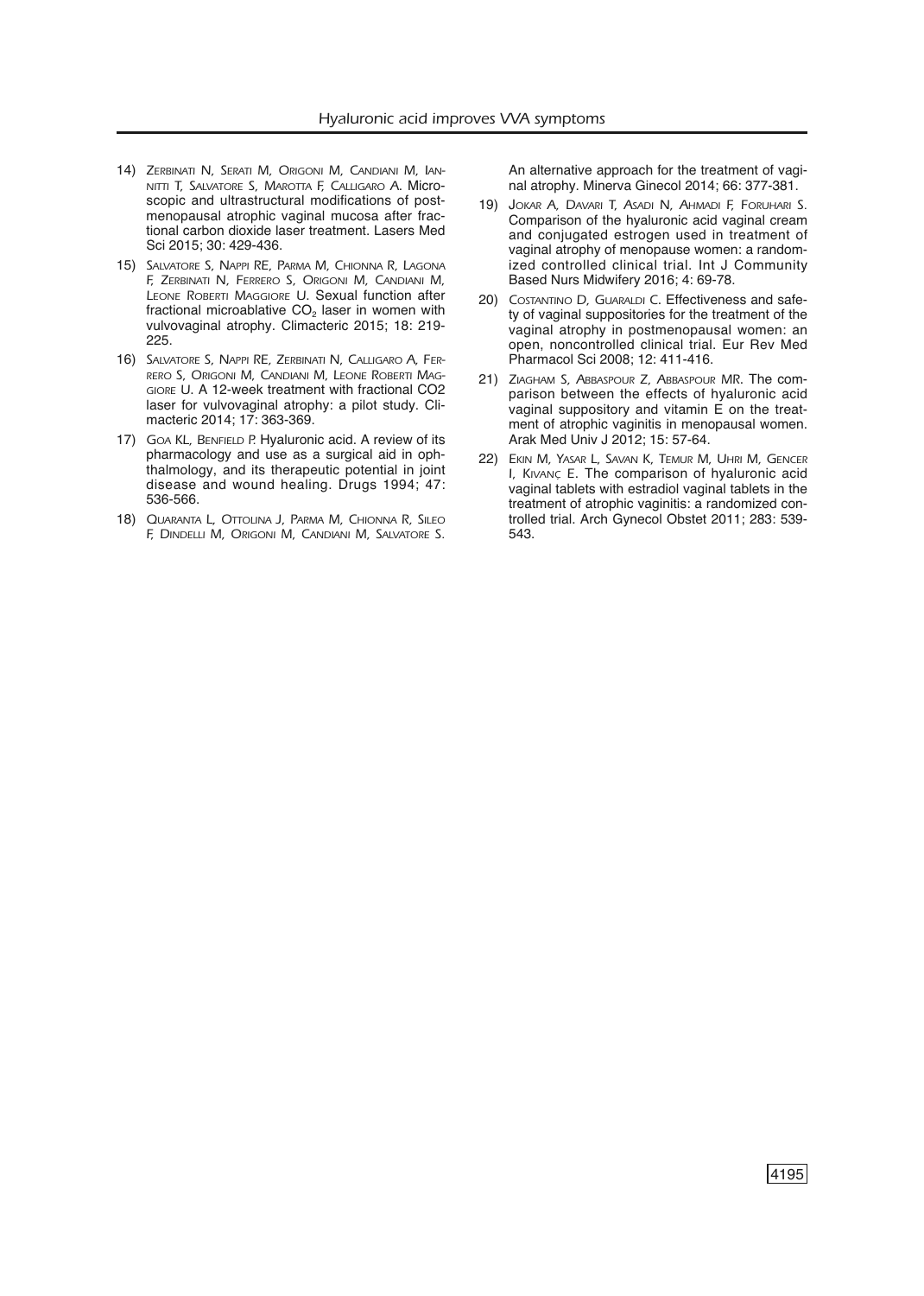14) Zerbinati N, Serati M, Origoni M, Candiani M, Iannitti T, Salvatore S, Marotta F, Calligaro A. Microscopic and ultrastructural modifications of postmenopausal atrophic vaginal mucosa after fractional carbon dioxide laser treatment. Lasers Med Sci 2015; 30: 429-436.

15) Salvatore S, Nappi RE, Parma M, Chionna R, Lagona F, Zerbinati N, Ferrero S, Origoni M, Candiani M, Leone Roberti Maggiore U. Sexual function after fractional microablative $CO_2$ laser in women with vulvovaginal atrophy. Climacteric 2015; 18: 219-225.

16) Salvatore S, Nappi RE, Zerbinati N, Calligaro A, Ferrero S, Origoni M, Candiani M, Leone Roberti Maggiore U. A 12-week treatment with fractional CO2 laser for vulvovaginal atrophy: a pilot study. Climacteric 2014; 17: 363-369.

17) Goa KL, Benfield P. Hyaluronic acid. A review of its pharmacology and use as a surgical aid in ophthalmology, and its therapeutic potential in joint disease and wound healing. Drugs 1994; 47: 536-566.

18) Quaranta L, Ottolina J, Parma M, Chionna R, Sileo F, Dindelli M, Origoni M, Candiani M, Salvatore S. An alternative approach for the treatment of vaginal atrophy. Minerva Ginecol 2014; 66: 377-381.

19) Jokar A, Davari T, Asadi N, Ahmadi F, Foruhari S. Comparison of the hyaluronic acid vaginal cream and conjugated estrogen used in treatment of vaginal atrophy of menopause women: a randomized controlled clinical trial. Int J Community Based Nurs Midwifery 2016; 4: 69-78.

20) Costantino D, Guaraldi C. Effectiveness and safety of vaginal suppositories for the treatment of the vaginal atrophy in postmenopausal women: an open, noncontrolled clinical trial. Eur Rev Med Pharmacol Sci 2008; 12: 411-416.

21) Ziagham S, Abbaspour Z, Abbaspour MR. The comparison between the effects of hyaluronic acid vaginal suppository and vitamin E on the treatment of atrophic vaginitis in menopausal women. Arak Med Univ J 2012; 15: 57-64.

22) Ekin M, Yasar L, Savan K, Temur M, Uhri M, Gencer I, Kıvanç E. The comparison of hyaluronic acid vaginal tablets with estradiol vaginal tablets in the treatment of atrophic vaginitis: a randomized controlled trial. Arch Gynecol Obstet 2011; 283: 539-543.